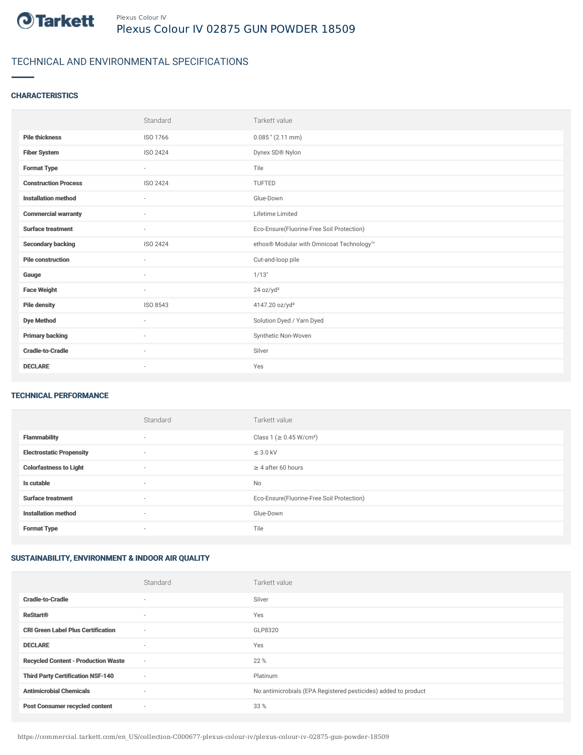Tarkett

Plexus Colour IV

# Plexus Colour IV 02875 GUN POWDER 18509

## TECHNICAL AND ENVIRONMENTAL SPECIFICATIONS

### CHARACTERISTICS

| | Standard | Tarkett value |
|---|---|---|
| **Pile thickness** | ISO 1766 | 0.085 " (2.11 mm) |
| **Fiber System** | ISO 2424 | Dynex SD® Nylon |
| **Format Type** | - | Tile |
| **Construction Process** | ISO 2424 | TUFTED |
| **Installation method** | - | Glue-Down |
| **Commercial warranty** | - | Lifetime Limited |
| **Surface treatment** | - | Eco-Ensure(Fluorine-Free Soil Protection) |
| **Secondary backing** | ISO 2424 | ethos® Modular with Omnicoat Technology™ |
| **Pile construction** | - | Cut-and-loop pile |
| **Gauge** | - | 1/13" |
| **Face Weight** | - | 24 oz/yd² |
| **Pile density** | ISO 8543 | 4147.20 oz/yd³ |
| **Dye Method** | - | Solution Dyed / Yarn Dyed |
| **Primary backing** | - | Synthetic Non-Woven |
| **Cradle-to-Cradle** | - | Silver |
| **DECLARE** | - | Yes |

### TECHNICAL PERFORMANCE

| | Standard | Tarkett value |
|---|---|---|
| **Flammability** | - | Class 1 (≥ 0.45 W/cm²) |
| **Electrostatic Propensity** | - | ≤ 3.0 kV |
| **Colorfastness to Light** | - | ≥ 4 after 60 hours |
| **Is cutable** | - | No |
| **Surface treatment** | - | Eco-Ensure(Fluorine-Free Soil Protection) |
| **Installation method** | - | Glue-Down |
| **Format Type** | - | Tile |

### SUSTAINABILITY, ENVIRONMENT & INDOOR AIR QUALITY

| | Standard | Tarkett value |
|---|---|---|
| **Cradle-to-Cradle** | - | Silver |
| **ReStart®** | - | Yes |
| **CRI Green Label Plus Certification** | - | GLP8320 |
| **DECLARE** | - | Yes |
| **Recycled Content - Production Waste** | - | 22 % |
| **Third Party Certification NSF-140** | - | Platinum |
| **Antimicrobial Chemicals** | - | No antimicrobials (EPA Registered pesticides) added to product |
| **Post Consumer recycled content** | - | 33 % |

https://commercial.tarkett.com/en_US/collection-C000677-plexus-colour-iv/plexus-colour-iv-02875-gun-powder-18509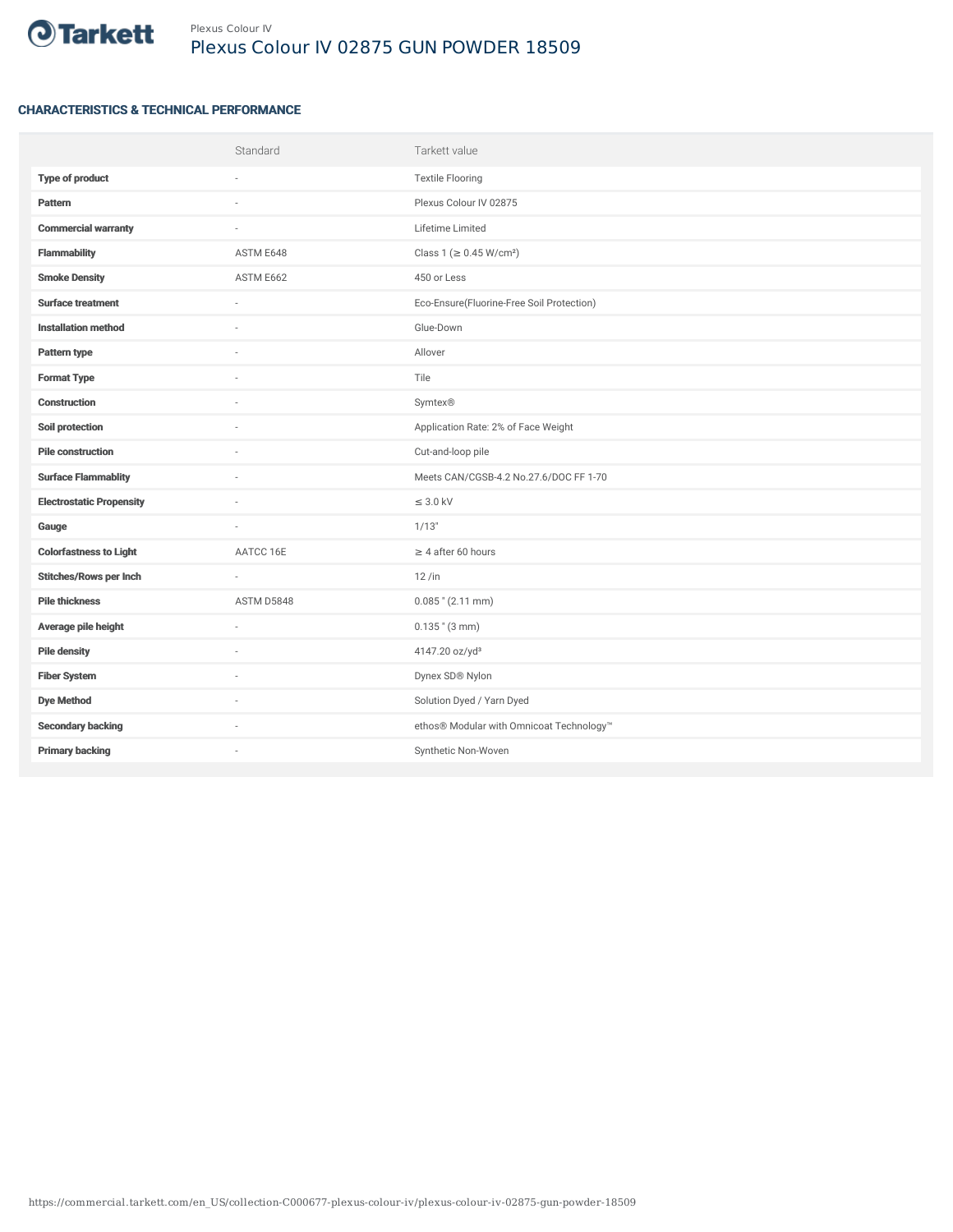Plexus Colour IV

# Plexus Colour IV 02875 GUN POWDER 18509

## CHARACTERISTICS & TECHNICAL PERFORMANCE

| | Standard | Tarkett value |
|---|---|---|
| **Type of product** | - | Textile Flooring |
| **Pattern** | - | Plexus Colour IV 02875 |
| **Commercial warranty** | - | Lifetime Limited |
| **Flammability** | ASTM E648 | Class 1 (≥ 0.45 W/cm²) |
| **Smoke Density** | ASTM E662 | 450 or Less |
| **Surface treatment** | - | Eco-Ensure(Fluorine-Free Soil Protection) |
| **Installation method** | - | Glue-Down |
| **Pattern type** | - | Allover |
| **Format Type** | - | Tile |
| **Construction** | - | Symtex® |
| **Soil protection** | - | Application Rate: 2% of Face Weight |
| **Pile construction** | - | Cut-and-loop pile |
| **Surface Flammablity** | - | Meets CAN/CGSB-4.2 No.27.6/DOC FF 1-70 |
| **Electrostatic Propensity** | - | ≤ 3.0 kV |
| **Gauge** | - | 1/13" |
| **Colorfastness to Light** | AATCC 16E | ≥ 4 after 60 hours |
| **Stitches/Rows per Inch** | - | 12 /in |
| **Pile thickness** | ASTM D5848 | 0.085 " (2.11 mm) |
| **Average pile height** | - | 0.135 " (3 mm) |
| **Pile density** | - | 4147.20 oz/yd³ |
| **Fiber System** | - | Dynex SD® Nylon |
| **Dye Method** | - | Solution Dyed / Yarn Dyed |
| **Secondary backing** | - | ethos® Modular with Omnicoat Technology™ |
| **Primary backing** | - | Synthetic Non-Woven |

https://commercial.tarkett.com/en_US/collection-C000677-plexus-colour-iv/plexus-colour-iv-02875-gun-powder-18509